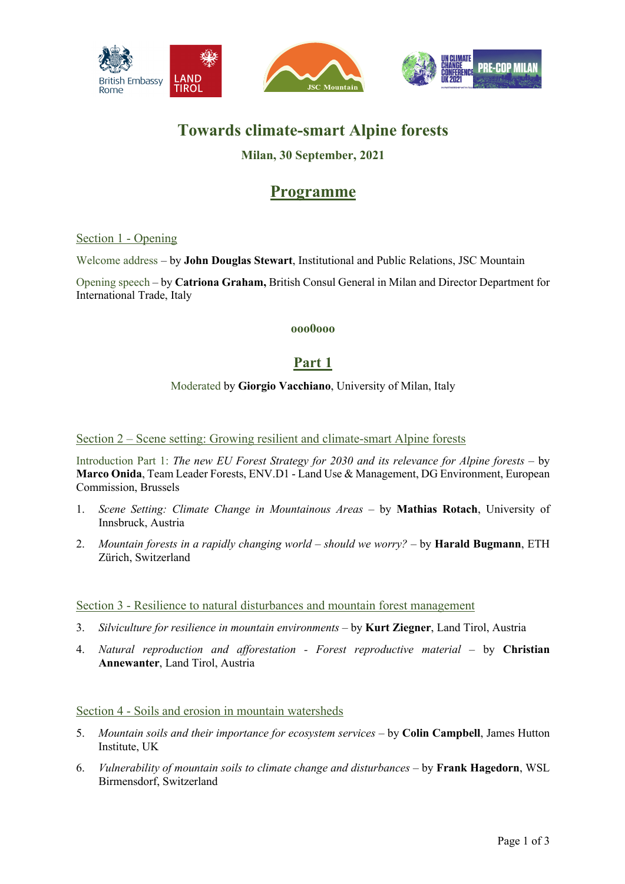# Towards climate-smart Alpine forests

**Milan, 30 September, 2021**

## Programme

Section 1 - Opening

Welcome address – by **John Douglas Stewart**, Institutional and Public Relations, JSC Mountain

Opening speech – by **Catriona Graham,** British Consul General in Milan and Director Department for International Trade, Italy

**ooo0ooo**

## Part 1

Moderated by **Giorgio Vacchiano**, University of Milan, Italy

### Section 2 – Scene setting: Growing resilient and climate-smart Alpine forests

Introduction Part 1: *The new EU Forest Strategy for 2030 and its relevance for Alpine forests* – by **Marco Onida**, Team Leader Forests, ENV.D1 - Land Use & Management, DG Environment, European Commission, Brussels

1. *Scene Setting: Climate Change in Mountainous Areas* – by **Mathias Rotach**, University of Innsbruck, Austria
2. *Mountain forests in a rapidly changing world – should we worry?* – by **Harald Bugmann**, ETH Zürich, Switzerland

### Section 3 - Resilience to natural disturbances and mountain forest management

3. *Silviculture for resilience in mountain environments* – by **Kurt Ziegner**, Land Tirol, Austria
4. *Natural reproduction and afforestation - Forest reproductive material* – by **Christian Annewanter**, Land Tirol, Austria

### Section 4 - Soils and erosion in mountain watersheds

5. *Mountain soils and their importance for ecosystem services* – by **Colin Campbell**, James Hutton Institute, UK
6. *Vulnerability of mountain soils to climate change and disturbances* – by **Frank Hagedorn**, WSL Birmensdorf, Switzerland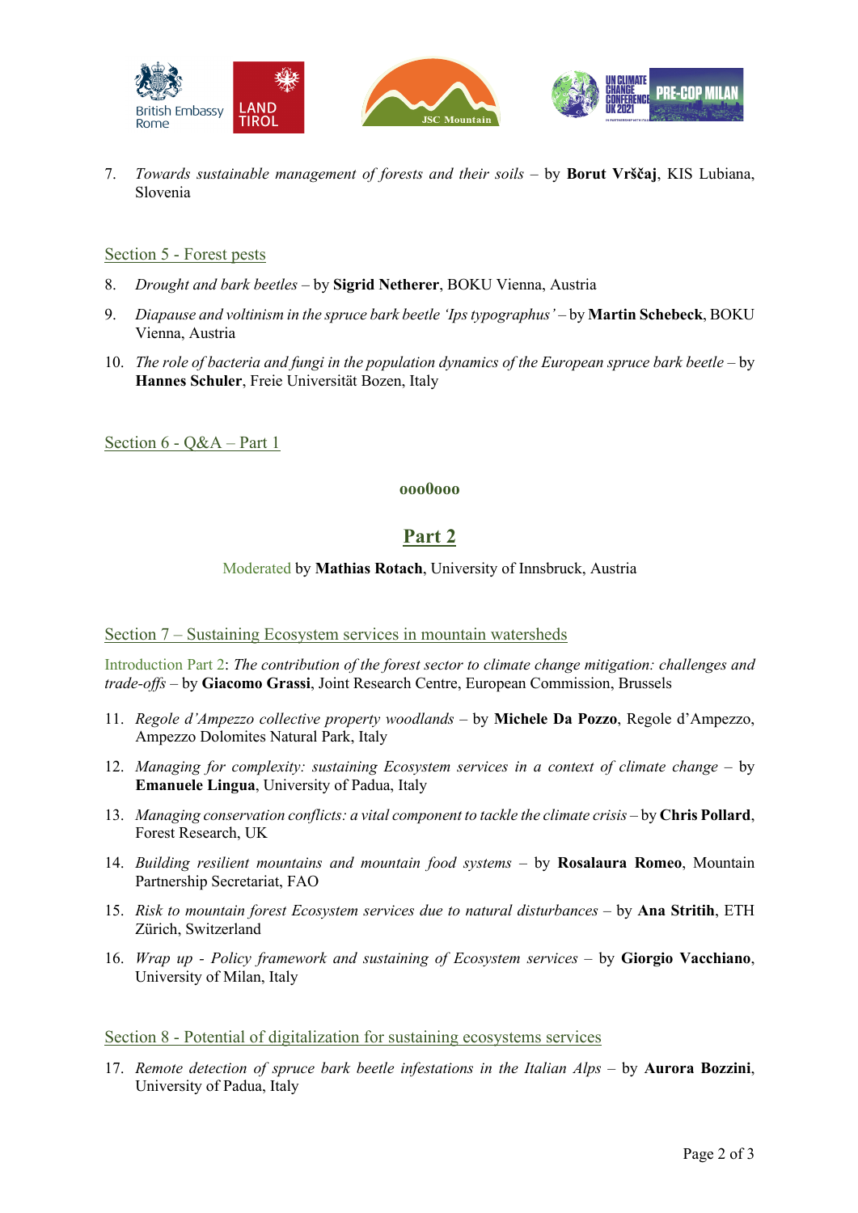7. *Towards sustainable management of forests and their soils* – by **Borut Vrščaj**, KIS Lubiana, Slovenia

## Section 5 - Forest pests

8. *Drought and bark beetles* – by **Sigrid Netherer**, BOKU Vienna, Austria
9. *Diapause and voltinism in the spruce bark beetle 'Ips typographus'* – by **Martin Schebeck**, BOKU Vienna, Austria
10. *The role of bacteria and fungi in the population dynamics of the European spruce bark beetle* – by **Hannes Schuler**, Freie Universität Bozen, Italy

## Section 6 - Q&A – Part 1

**ooo0ooo**

# Part 2

Moderated by **Mathias Rotach**, University of Innsbruck, Austria

## Section 7 – Sustaining Ecosystem services in mountain watersheds

Introduction Part 2: *The contribution of the forest sector to climate change mitigation: challenges and trade-offs* – by **Giacomo Grassi**, Joint Research Centre, European Commission, Brussels

11. *Regole d'Ampezzo collective property woodlands* – by **Michele Da Pozzo**, Regole d'Ampezzo, Ampezzo Dolomites Natural Park, Italy
12. *Managing for complexity: sustaining Ecosystem services in a context of climate change* – by **Emanuele Lingua**, University of Padua, Italy
13. *Managing conservation conflicts: a vital component to tackle the climate crisis* – by **Chris Pollard**, Forest Research, UK
14. *Building resilient mountains and mountain food systems* – by **Rosalaura Romeo**, Mountain Partnership Secretariat, FAO
15. *Risk to mountain forest Ecosystem services due to natural disturbances* – by **Ana Stritih**, ETH Zürich, Switzerland
16. *Wrap up - Policy framework and sustaining of Ecosystem services* – by **Giorgio Vacchiano**, University of Milan, Italy

## Section 8 - Potential of digitalization for sustaining ecosystems services

17. *Remote detection of spruce bark beetle infestations in the Italian Alps* – by **Aurora Bozzini**, University of Padua, Italy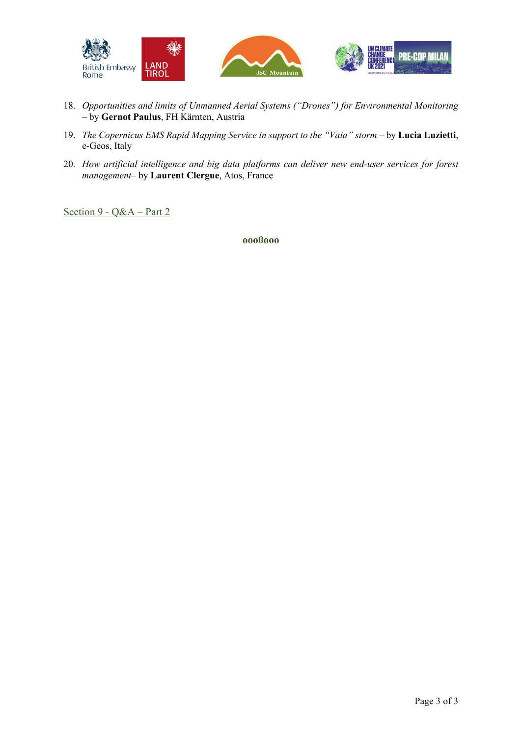18. *Opportunities and limits of Unmanned Aerial Systems ("Drones") for Environmental Monitoring* – by **Gernot Paulus**, FH Kärnten, Austria
19. *The Copernicus EMS Rapid Mapping Service in support to the "Vaia" storm* – by **Lucia Luzietti**, e-Geos, Italy
20. *How artificial intelligence and big data platforms can deliver new end-user services for forest management*– by **Laurent Clergue**, Atos, France

Section 9 - Q&A – Part 2

**ooo0ooo**